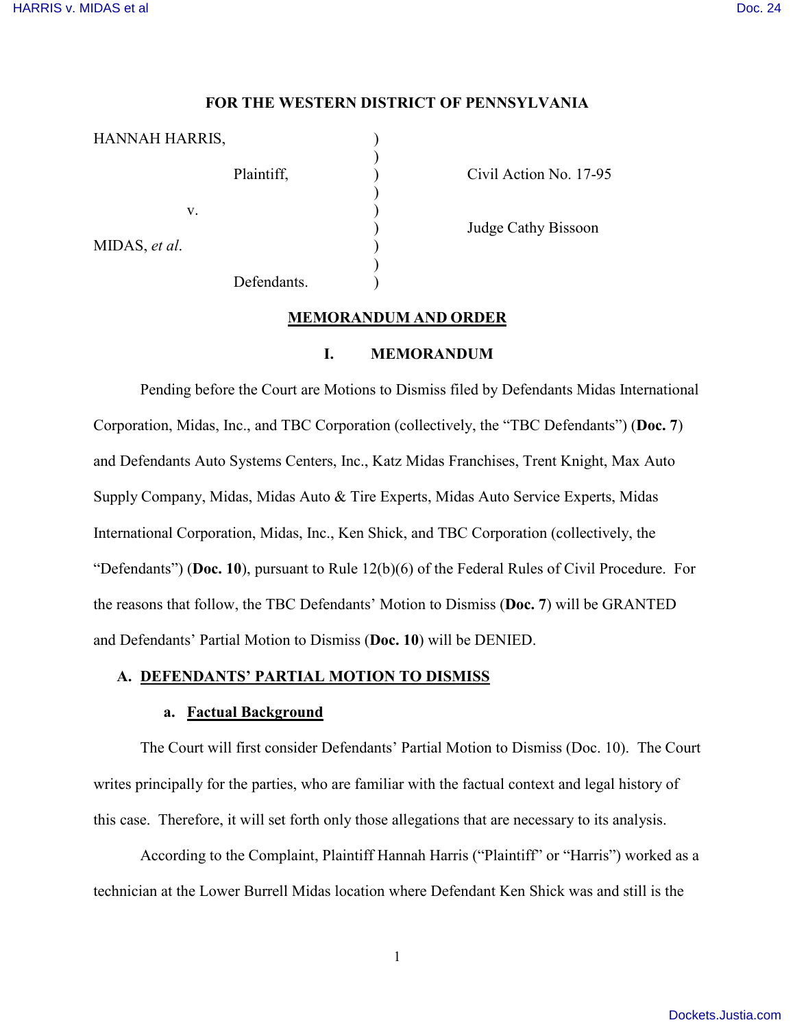**FOR THE WESTERN DISTRICT OF PENNSYLVANIA**

| | | |
|---|---|---|
| HANNAH HARRIS, Plaintiff, | ) | Civil Action No. 17-95 |
| v. | ) | Judge Cathy Bissoon |
| MIDAS, *et al*. Defendants. | ) | |

**MEMORANDUM AND ORDER**

## I. MEMORANDUM

Pending before the Court are Motions to Dismiss filed by Defendants Midas International Corporation, Midas, Inc., and TBC Corporation (collectively, the "TBC Defendants") (**Doc. 7**) and Defendants Auto Systems Centers, Inc., Katz Midas Franchises, Trent Knight, Max Auto Supply Company, Midas, Midas Auto & Tire Experts, Midas Auto Service Experts, Midas International Corporation, Midas, Inc., Ken Shick, and TBC Corporation (collectively, the "Defendants") (**Doc. 10**), pursuant to Rule 12(b)(6) of the Federal Rules of Civil Procedure. For the reasons that follow, the TBC Defendants' Motion to Dismiss (**Doc. 7**) will be GRANTED and Defendants' Partial Motion to Dismiss (**Doc. 10**) will be DENIED.

### A. DEFENDANTS' PARTIAL MOTION TO DISMISS

#### a. Factual Background

The Court will first consider Defendants' Partial Motion to Dismiss (Doc. 10). The Court writes principally for the parties, who are familiar with the factual context and legal history of this case. Therefore, it will set forth only those allegations that are necessary to its analysis.

According to the Complaint, Plaintiff Hannah Harris ("Plaintiff" or "Harris") worked as a technician at the Lower Burrell Midas location where Defendant Ken Shick was and still is the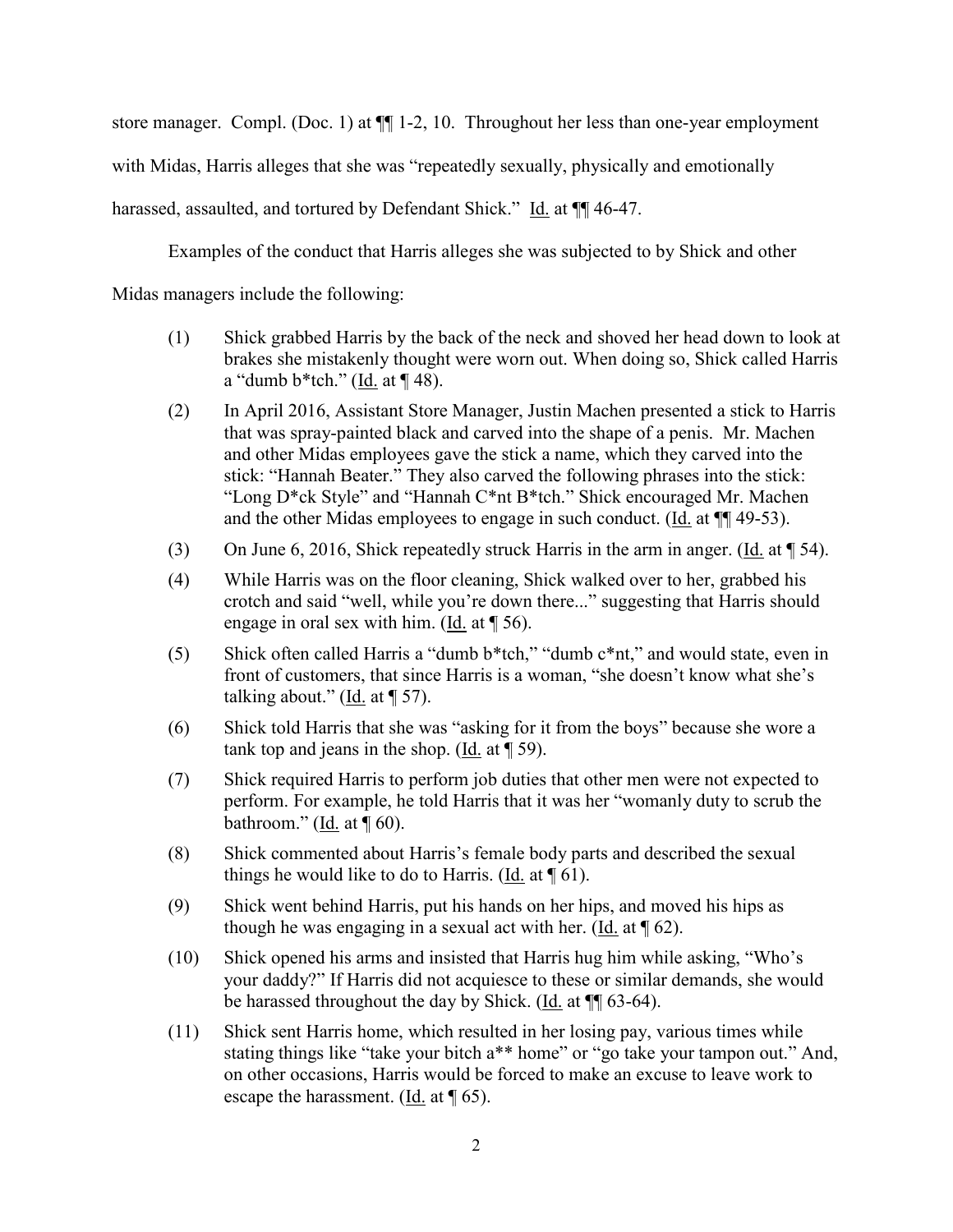store manager. Compl. (Doc. 1) at ¶¶ 1-2, 10. Throughout her less than one-year employment with Midas, Harris alleges that she was "repeatedly sexually, physically and emotionally harassed, assaulted, and tortured by Defendant Shick." Id. at ¶¶ 46-47.

Examples of the conduct that Harris alleges she was subjected to by Shick and other Midas managers include the following:

(1) Shick grabbed Harris by the back of the neck and shoved her head down to look at brakes she mistakenly thought were worn out. When doing so, Shick called Harris a "dumb b*tch." (Id. at ¶ 48).

(2) In April 2016, Assistant Store Manager, Justin Machen presented a stick to Harris that was spray-painted black and carved into the shape of a penis. Mr. Machen and other Midas employees gave the stick a name, which they carved into the stick: "Hannah Beater." They also carved the following phrases into the stick: "Long D*ck Style" and "Hannah C*nt B*tch." Shick encouraged Mr. Machen and the other Midas employees to engage in such conduct. (Id. at ¶¶ 49-53).

(3) On June 6, 2016, Shick repeatedly struck Harris in the arm in anger. (Id. at ¶ 54).

(4) While Harris was on the floor cleaning, Shick walked over to her, grabbed his crotch and said "well, while you're down there..." suggesting that Harris should engage in oral sex with him. (Id. at ¶ 56).

(5) Shick often called Harris a "dumb b*tch," "dumb c*nt," and would state, even in front of customers, that since Harris is a woman, "she doesn't know what she's talking about." (Id. at ¶ 57).

(6) Shick told Harris that she was "asking for it from the boys" because she wore a tank top and jeans in the shop. (Id. at ¶ 59).

(7) Shick required Harris to perform job duties that other men were not expected to perform. For example, he told Harris that it was her "womanly duty to scrub the bathroom." (Id. at ¶ 60).

(8) Shick commented about Harris's female body parts and described the sexual things he would like to do to Harris. (Id. at ¶ 61).

(9) Shick went behind Harris, put his hands on her hips, and moved his hips as though he was engaging in a sexual act with her. (Id. at ¶ 62).

(10) Shick opened his arms and insisted that Harris hug him while asking, "Who's your daddy?" If Harris did not acquiesce to these or similar demands, she would be harassed throughout the day by Shick. (Id. at ¶¶ 63-64).

(11) Shick sent Harris home, which resulted in her losing pay, various times while stating things like "take your bitch a** home" or "go take your tampon out." And, on other occasions, Harris would be forced to make an excuse to leave work to escape the harassment. (Id. at ¶ 65).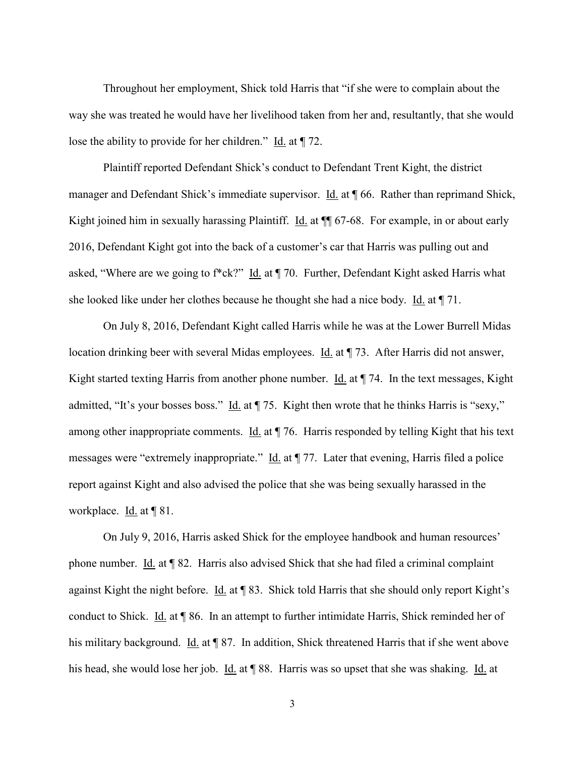Throughout her employment, Shick told Harris that "if she were to complain about the way she was treated he would have her livelihood taken from her and, resultantly, that she would lose the ability to provide for her children." Id. at ¶ 72.

Plaintiff reported Defendant Shick's conduct to Defendant Trent Kight, the district manager and Defendant Shick's immediate supervisor. Id. at ¶ 66. Rather than reprimand Shick, Kight joined him in sexually harassing Plaintiff. Id. at ¶¶ 67-68. For example, in or about early 2016, Defendant Kight got into the back of a customer's car that Harris was pulling out and asked, "Where are we going to f*ck?" Id. at ¶ 70. Further, Defendant Kight asked Harris what she looked like under her clothes because he thought she had a nice body. Id. at ¶ 71.

On July 8, 2016, Defendant Kight called Harris while he was at the Lower Burrell Midas location drinking beer with several Midas employees. Id. at ¶ 73. After Harris did not answer, Kight started texting Harris from another phone number. Id. at ¶ 74. In the text messages, Kight admitted, "It's your bosses boss." Id. at ¶ 75. Kight then wrote that he thinks Harris is "sexy," among other inappropriate comments. Id. at ¶ 76. Harris responded by telling Kight that his text messages were "extremely inappropriate." Id. at ¶ 77. Later that evening, Harris filed a police report against Kight and also advised the police that she was being sexually harassed in the workplace. Id. at ¶ 81.

On July 9, 2016, Harris asked Shick for the employee handbook and human resources' phone number. Id. at ¶ 82. Harris also advised Shick that she had filed a criminal complaint against Kight the night before. Id. at ¶ 83. Shick told Harris that she should only report Kight's conduct to Shick. Id. at ¶ 86. In an attempt to further intimidate Harris, Shick reminded her of his military background. Id. at ¶ 87. In addition, Shick threatened Harris that if she went above his head, she would lose her job. Id. at ¶ 88. Harris was so upset that she was shaking. Id. at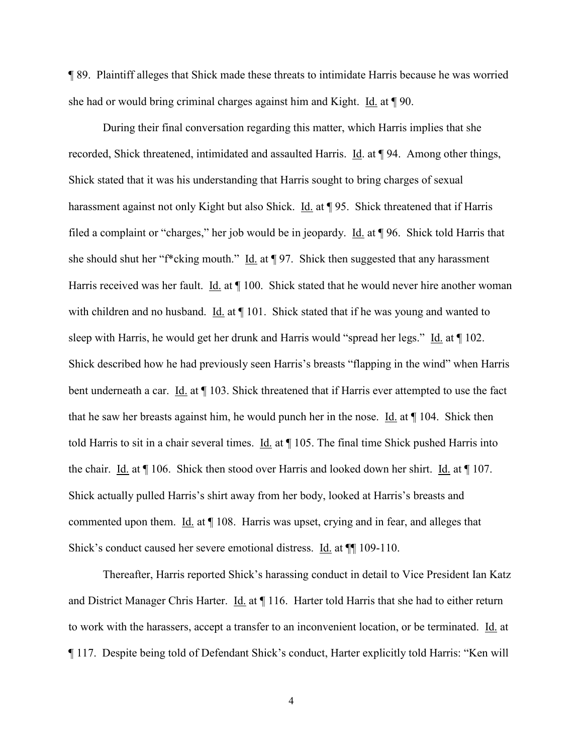¶ 89. Plaintiff alleges that Shick made these threats to intimidate Harris because he was worried she had or would bring criminal charges against him and Kight. Id. at ¶ 90.

During their final conversation regarding this matter, which Harris implies that she recorded, Shick threatened, intimidated and assaulted Harris. Id. at ¶ 94. Among other things, Shick stated that it was his understanding that Harris sought to bring charges of sexual harassment against not only Kight but also Shick. Id. at ¶ 95. Shick threatened that if Harris filed a complaint or "charges," her job would be in jeopardy. Id. at ¶ 96. Shick told Harris that she should shut her "f*cking mouth." Id. at ¶ 97. Shick then suggested that any harassment Harris received was her fault. Id. at ¶ 100. Shick stated that he would never hire another woman with children and no husband. Id. at ¶ 101. Shick stated that if he was young and wanted to sleep with Harris, he would get her drunk and Harris would "spread her legs." Id. at ¶ 102. Shick described how he had previously seen Harris's breasts "flapping in the wind" when Harris bent underneath a car. Id. at ¶ 103. Shick threatened that if Harris ever attempted to use the fact that he saw her breasts against him, he would punch her in the nose. Id. at ¶ 104. Shick then told Harris to sit in a chair several times. Id. at ¶ 105. The final time Shick pushed Harris into the chair. Id. at ¶ 106. Shick then stood over Harris and looked down her shirt. Id. at ¶ 107. Shick actually pulled Harris's shirt away from her body, looked at Harris's breasts and commented upon them. Id. at ¶ 108. Harris was upset, crying and in fear, and alleges that Shick's conduct caused her severe emotional distress. Id. at ¶¶ 109-110.

Thereafter, Harris reported Shick's harassing conduct in detail to Vice President Ian Katz and District Manager Chris Harter. Id. at ¶ 116. Harter told Harris that she had to either return to work with the harassers, accept a transfer to an inconvenient location, or be terminated. Id. at ¶ 117. Despite being told of Defendant Shick's conduct, Harter explicitly told Harris: "Ken will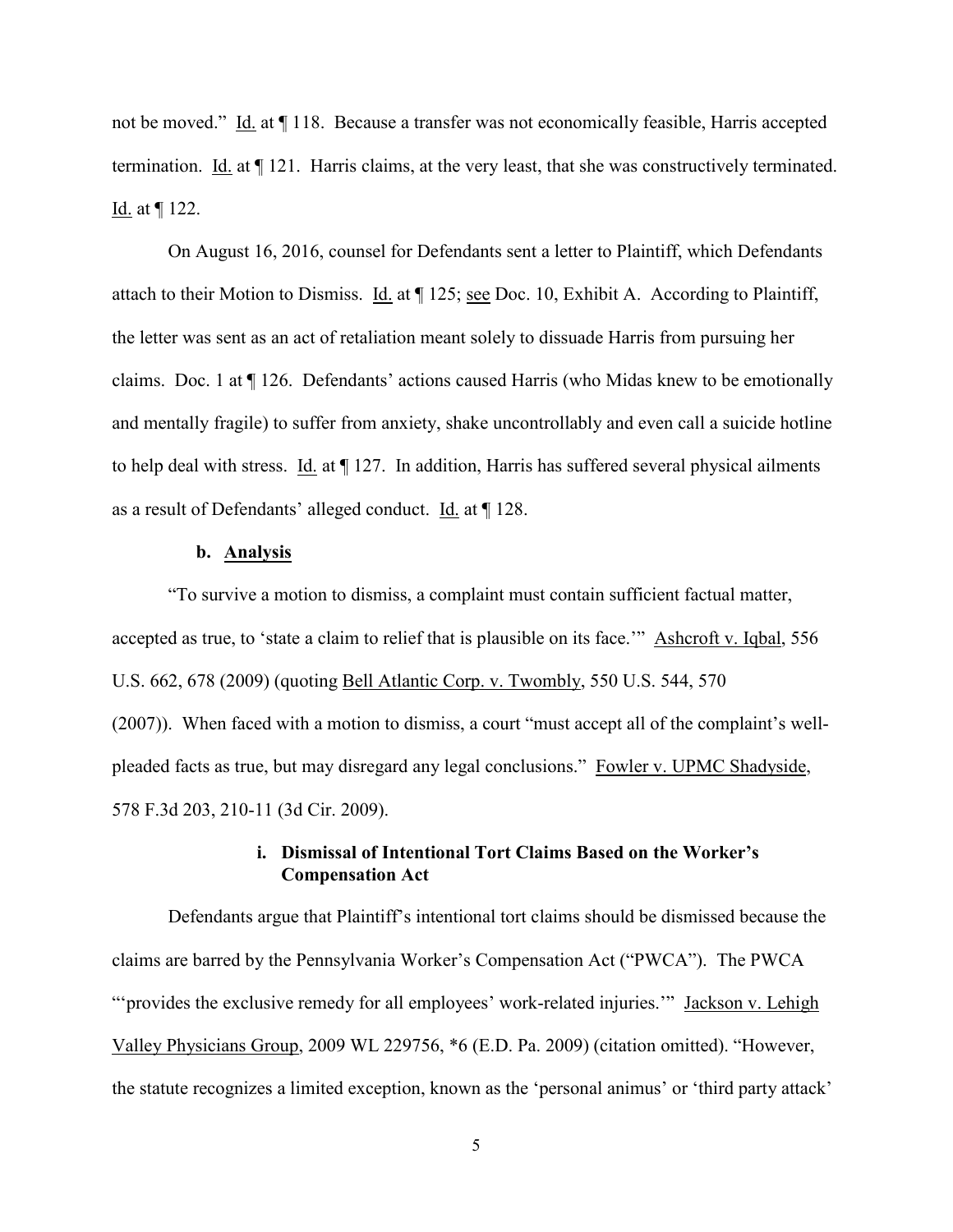not be moved." Id. at ¶ 118. Because a transfer was not economically feasible, Harris accepted termination. Id. at ¶ 121. Harris claims, at the very least, that she was constructively terminated. Id. at ¶ 122.

On August 16, 2016, counsel for Defendants sent a letter to Plaintiff, which Defendants attach to their Motion to Dismiss. Id. at ¶ 125; see Doc. 10, Exhibit A. According to Plaintiff, the letter was sent as an act of retaliation meant solely to dissuade Harris from pursuing her claims. Doc. 1 at ¶ 126. Defendants' actions caused Harris (who Midas knew to be emotionally and mentally fragile) to suffer from anxiety, shake uncontrollably and even call a suicide hotline to help deal with stress. Id. at ¶ 127. In addition, Harris has suffered several physical ailments as a result of Defendants' alleged conduct. Id. at ¶ 128.

### b. Analysis

"To survive a motion to dismiss, a complaint must contain sufficient factual matter, accepted as true, to 'state a claim to relief that is plausible on its face.'" Ashcroft v. Iqbal, 556 U.S. 662, 678 (2009) (quoting Bell Atlantic Corp. v. Twombly, 550 U.S. 544, 570 (2007)). When faced with a motion to dismiss, a court "must accept all of the complaint's well-pleaded facts as true, but may disregard any legal conclusions." Fowler v. UPMC Shadyside, 578 F.3d 203, 210-11 (3d Cir. 2009).

#### i. Dismissal of Intentional Tort Claims Based on the Worker's Compensation Act

Defendants argue that Plaintiff's intentional tort claims should be dismissed because the claims are barred by the Pennsylvania Worker's Compensation Act ("PWCA"). The PWCA "'provides the exclusive remedy for all employees' work-related injuries.'" Jackson v. Lehigh Valley Physicians Group, 2009 WL 229756, *6 (E.D. Pa. 2009) (citation omitted). "However, the statute recognizes a limited exception, known as the 'personal animus' or 'third party attack'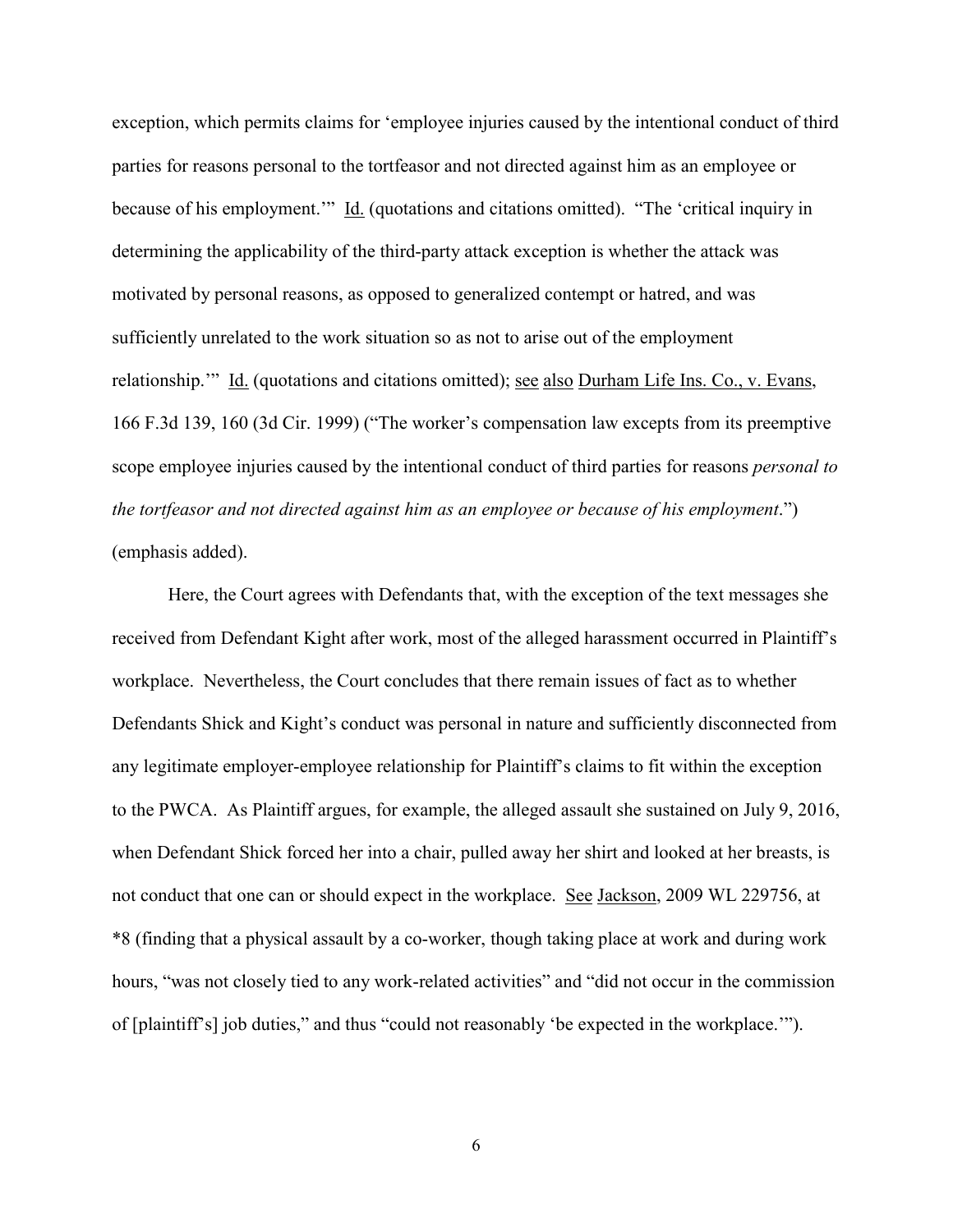exception, which permits claims for 'employee injuries caused by the intentional conduct of third parties for reasons personal to the tortfeasor and not directed against him as an employee or because of his employment.'" Id. (quotations and citations omitted). "The 'critical inquiry in determining the applicability of the third-party attack exception is whether the attack was motivated by personal reasons, as opposed to generalized contempt or hatred, and was sufficiently unrelated to the work situation so as not to arise out of the employment relationship.'" Id. (quotations and citations omitted); see also Durham Life Ins. Co., v. Evans, 166 F.3d 139, 160 (3d Cir. 1999) ("The worker's compensation law excepts from its preemptive scope employee injuries caused by the intentional conduct of third parties for reasons *personal to the tortfeasor and not directed against him as an employee or because of his employment*.") (emphasis added).

Here, the Court agrees with Defendants that, with the exception of the text messages she received from Defendant Kight after work, most of the alleged harassment occurred in Plaintiff's workplace. Nevertheless, the Court concludes that there remain issues of fact as to whether Defendants Shick and Kight's conduct was personal in nature and sufficiently disconnected from any legitimate employer-employee relationship for Plaintiff's claims to fit within the exception to the PWCA. As Plaintiff argues, for example, the alleged assault she sustained on July 9, 2016, when Defendant Shick forced her into a chair, pulled away her shirt and looked at her breasts, is not conduct that one can or should expect in the workplace. See Jackson, 2009 WL 229756, at *8 (finding that a physical assault by a co-worker, though taking place at work and during work hours, "was not closely tied to any work-related activities" and "did not occur in the commission of [plaintiff's] job duties," and thus "could not reasonably 'be expected in the workplace.'").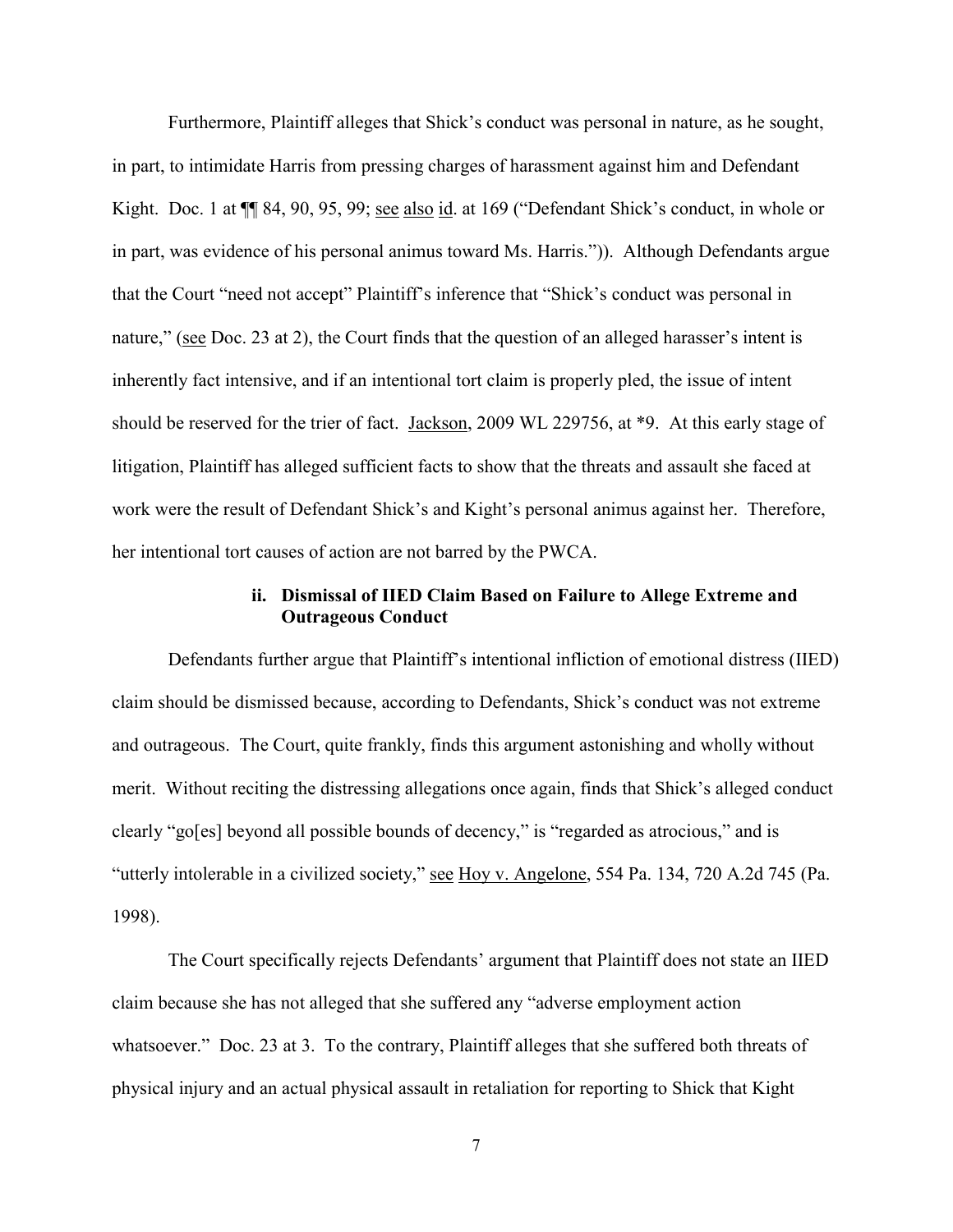Furthermore, Plaintiff alleges that Shick's conduct was personal in nature, as he sought, in part, to intimidate Harris from pressing charges of harassment against him and Defendant Kight. Doc. 1 at ¶¶ 84, 90, 95, 99; see also id. at 169 ("Defendant Shick's conduct, in whole or in part, was evidence of his personal animus toward Ms. Harris.")). Although Defendants argue that the Court "need not accept" Plaintiff's inference that "Shick's conduct was personal in nature," (see Doc. 23 at 2), the Court finds that the question of an alleged harasser's intent is inherently fact intensive, and if an intentional tort claim is properly pled, the issue of intent should be reserved for the trier of fact. Jackson, 2009 WL 229756, at *9. At this early stage of litigation, Plaintiff has alleged sufficient facts to show that the threats and assault she faced at work were the result of Defendant Shick's and Kight's personal animus against her. Therefore, her intentional tort causes of action are not barred by the PWCA.

#### ii. Dismissal of IIED Claim Based on Failure to Allege Extreme and Outrageous Conduct

Defendants further argue that Plaintiff's intentional infliction of emotional distress (IIED) claim should be dismissed because, according to Defendants, Shick's conduct was not extreme and outrageous. The Court, quite frankly, finds this argument astonishing and wholly without merit. Without reciting the distressing allegations once again, finds that Shick's alleged conduct clearly "go[es] beyond all possible bounds of decency," is "regarded as atrocious," and is "utterly intolerable in a civilized society," see Hoy v. Angelone, 554 Pa. 134, 720 A.2d 745 (Pa. 1998).

The Court specifically rejects Defendants' argument that Plaintiff does not state an IIED claim because she has not alleged that she suffered any "adverse employment action whatsoever." Doc. 23 at 3. To the contrary, Plaintiff alleges that she suffered both threats of physical injury and an actual physical assault in retaliation for reporting to Shick that Kight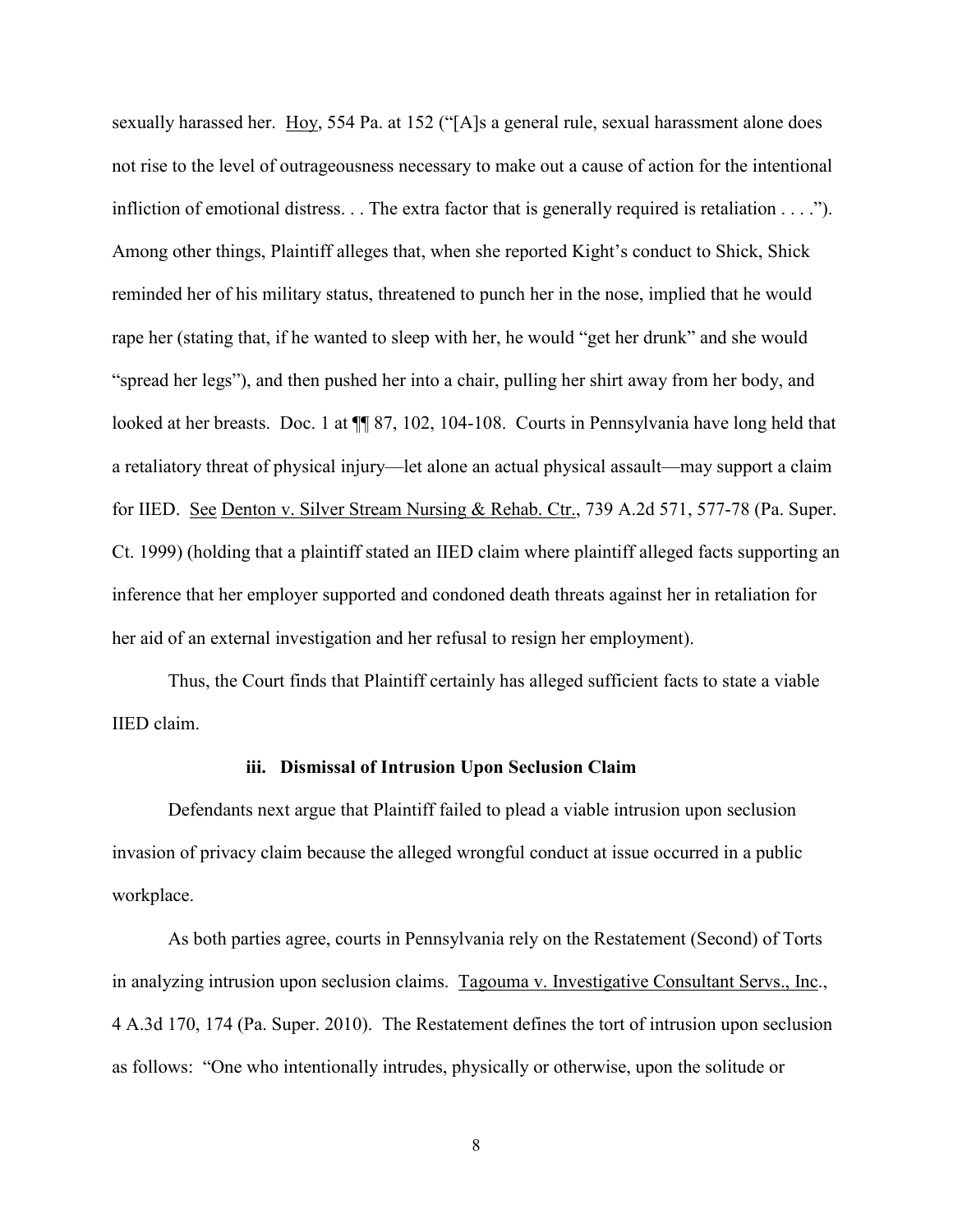sexually harassed her. Hoy, 554 Pa. at 152 ("[A]s a general rule, sexual harassment alone does not rise to the level of outrageousness necessary to make out a cause of action for the intentional infliction of emotional distress. . . The extra factor that is generally required is retaliation . . . ."). Among other things, Plaintiff alleges that, when she reported Kight's conduct to Shick, Shick reminded her of his military status, threatened to punch her in the nose, implied that he would rape her (stating that, if he wanted to sleep with her, he would "get her drunk" and she would "spread her legs"), and then pushed her into a chair, pulling her shirt away from her body, and looked at her breasts. Doc. 1 at ¶¶ 87, 102, 104-108. Courts in Pennsylvania have long held that a retaliatory threat of physical injury—let alone an actual physical assault—may support a claim for IIED. See Denton v. Silver Stream Nursing & Rehab. Ctr., 739 A.2d 571, 577-78 (Pa. Super. Ct. 1999) (holding that a plaintiff stated an IIED claim where plaintiff alleged facts supporting an inference that her employer supported and condoned death threats against her in retaliation for her aid of an external investigation and her refusal to resign her employment).

Thus, the Court finds that Plaintiff certainly has alleged sufficient facts to state a viable IIED claim.

**iii. Dismissal of Intrusion Upon Seclusion Claim**

Defendants next argue that Plaintiff failed to plead a viable intrusion upon seclusion invasion of privacy claim because the alleged wrongful conduct at issue occurred in a public workplace.

As both parties agree, courts in Pennsylvania rely on the Restatement (Second) of Torts in analyzing intrusion upon seclusion claims. Tagouma v. Investigative Consultant Servs., Inc., 4 A.3d 170, 174 (Pa. Super. 2010). The Restatement defines the tort of intrusion upon seclusion as follows: "One who intentionally intrudes, physically or otherwise, upon the solitude or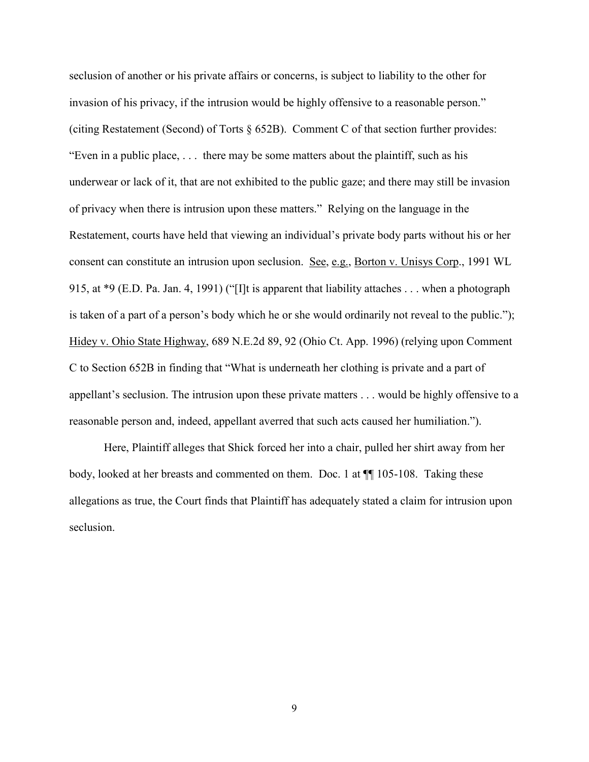seclusion of another or his private affairs or concerns, is subject to liability to the other for invasion of his privacy, if the intrusion would be highly offensive to a reasonable person." (citing Restatement (Second) of Torts § 652B). Comment C of that section further provides: "Even in a public place, . . . there may be some matters about the plaintiff, such as his underwear or lack of it, that are not exhibited to the public gaze; and there may still be invasion of privacy when there is intrusion upon these matters." Relying on the language in the Restatement, courts have held that viewing an individual's private body parts without his or her consent can constitute an intrusion upon seclusion. See, e.g., Borton v. Unisys Corp., 1991 WL 915, at *9 (E.D. Pa. Jan. 4, 1991) ("[I]t is apparent that liability attaches . . . when a photograph is taken of a part of a person's body which he or she would ordinarily not reveal to the public."); Hidey v. Ohio State Highway, 689 N.E.2d 89, 92 (Ohio Ct. App. 1996) (relying upon Comment C to Section 652B in finding that "What is underneath her clothing is private and a part of appellant's seclusion. The intrusion upon these private matters . . . would be highly offensive to a reasonable person and, indeed, appellant averred that such acts caused her humiliation.").

Here, Plaintiff alleges that Shick forced her into a chair, pulled her shirt away from her body, looked at her breasts and commented on them. Doc. 1 at ¶¶ 105-108. Taking these allegations as true, the Court finds that Plaintiff has adequately stated a claim for intrusion upon seclusion.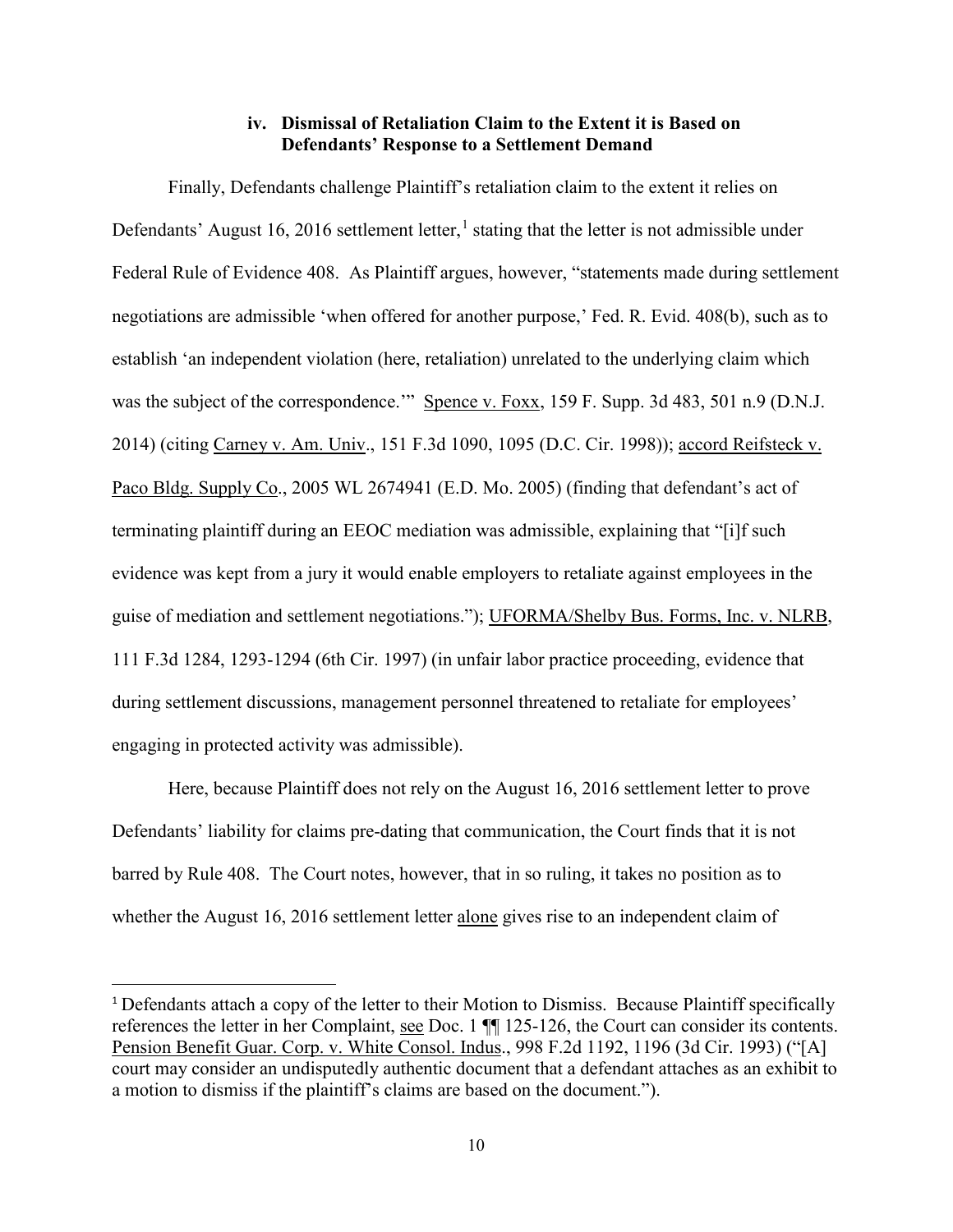### iv. Dismissal of Retaliation Claim to the Extent it is Based on Defendants' Response to a Settlement Demand

Finally, Defendants challenge Plaintiff's retaliation claim to the extent it relies on Defendants' August 16, 2016 settlement letter,[1] stating that the letter is not admissible under Federal Rule of Evidence 408. As Plaintiff argues, however, "statements made during settlement negotiations are admissible 'when offered for another purpose,' Fed. R. Evid. 408(b), such as to establish 'an independent violation (here, retaliation) unrelated to the underlying claim which was the subject of the correspondence.'" Spence v. Foxx, 159 F. Supp. 3d 483, 501 n.9 (D.N.J. 2014) (citing Carney v. Am. Univ., 151 F.3d 1090, 1095 (D.C. Cir. 1998)); accord Reifsteck v. Paco Bldg. Supply Co., 2005 WL 2674941 (E.D. Mo. 2005) (finding that defendant's act of terminating plaintiff during an EEOC mediation was admissible, explaining that "[i]f such evidence was kept from a jury it would enable employers to retaliate against employees in the guise of mediation and settlement negotiations."); UFORMA/Shelby Bus. Forms, Inc. v. NLRB, 111 F.3d 1284, 1293-1294 (6th Cir. 1997) (in unfair labor practice proceeding, evidence that during settlement discussions, management personnel threatened to retaliate for employees' engaging in protected activity was admissible).

Here, because Plaintiff does not rely on the August 16, 2016 settlement letter to prove Defendants' liability for claims pre-dating that communication, the Court finds that it is not barred by Rule 408. The Court notes, however, that in so ruling, it takes no position as to whether the August 16, 2016 settlement letter alone gives rise to an independent claim of

---

[1] Defendants attach a copy of the letter to their Motion to Dismiss. Because Plaintiff specifically references the letter in her Complaint, see Doc. 1 ¶¶ 125-126, the Court can consider its contents. Pension Benefit Guar. Corp. v. White Consol. Indus., 998 F.2d 1192, 1196 (3d Cir. 1993) ("[A] court may consider an undisputedly authentic document that a defendant attaches as an exhibit to a motion to dismiss if the plaintiff's claims are based on the document.").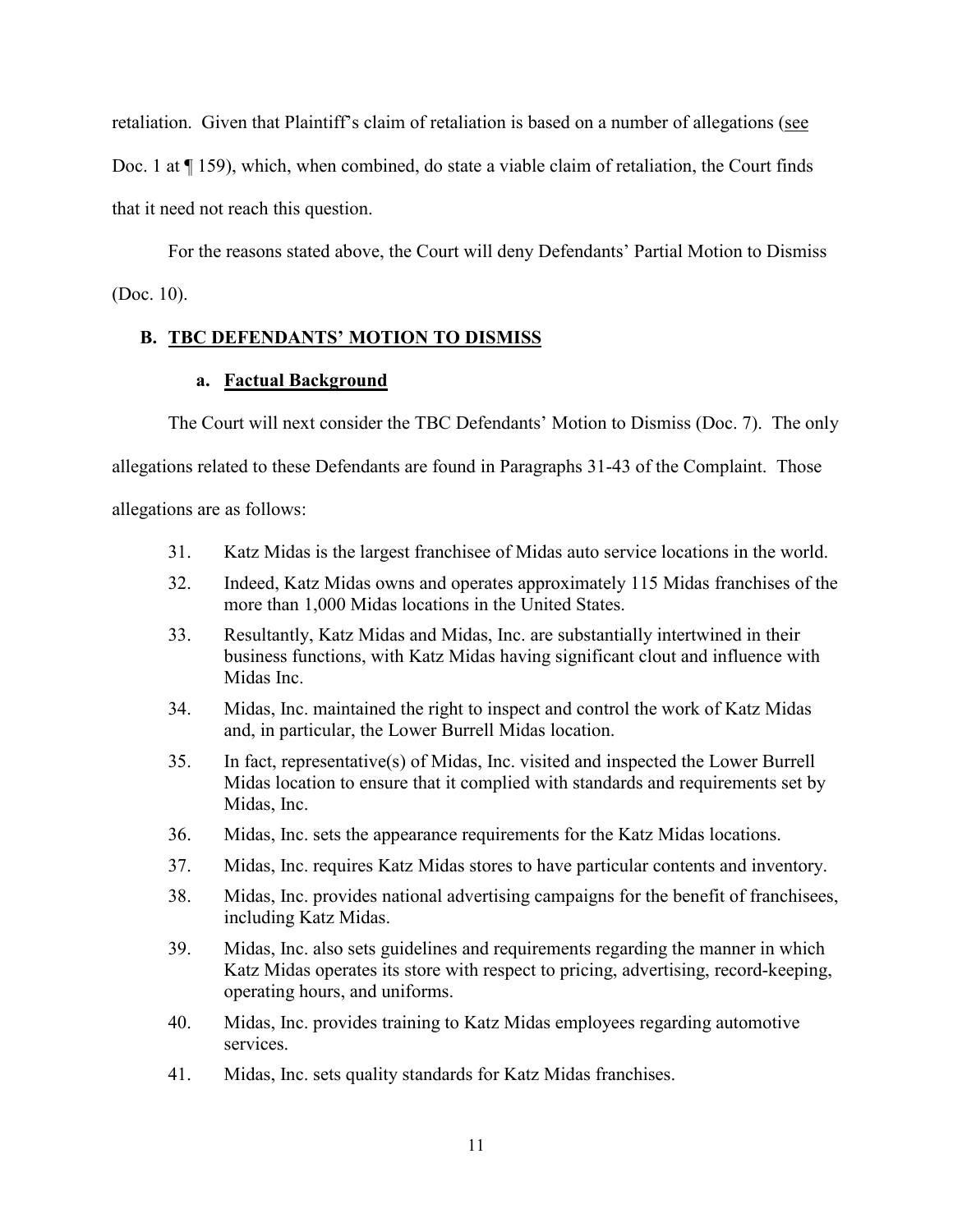retaliation. Given that Plaintiff's claim of retaliation is based on a number of allegations (see Doc. 1 at ¶ 159), which, when combined, do state a viable claim of retaliation, the Court finds that it need not reach this question.

For the reasons stated above, the Court will deny Defendants' Partial Motion to Dismiss (Doc. 10).

### B. TBC DEFENDANTS' MOTION TO DISMISS

#### a. Factual Background

The Court will next consider the TBC Defendants' Motion to Dismiss (Doc. 7). The only allegations related to these Defendants are found in Paragraphs 31-43 of the Complaint. Those allegations are as follows:

> 31. Katz Midas is the largest franchisee of Midas auto service locations in the world.
>
> 32. Indeed, Katz Midas owns and operates approximately 115 Midas franchises of the more than 1,000 Midas locations in the United States.
>
> 33. Resultantly, Katz Midas and Midas, Inc. are substantially intertwined in their business functions, with Katz Midas having significant clout and influence with Midas Inc.
>
> 34. Midas, Inc. maintained the right to inspect and control the work of Katz Midas and, in particular, the Lower Burrell Midas location.
>
> 35. In fact, representative(s) of Midas, Inc. visited and inspected the Lower Burrell Midas location to ensure that it complied with standards and requirements set by Midas, Inc.
>
> 36. Midas, Inc. sets the appearance requirements for the Katz Midas locations.
>
> 37. Midas, Inc. requires Katz Midas stores to have particular contents and inventory.
>
> 38. Midas, Inc. provides national advertising campaigns for the benefit of franchisees, including Katz Midas.
>
> 39. Midas, Inc. also sets guidelines and requirements regarding the manner in which Katz Midas operates its store with respect to pricing, advertising, record-keeping, operating hours, and uniforms.
>
> 40. Midas, Inc. provides training to Katz Midas employees regarding automotive services.
>
> 41. Midas, Inc. sets quality standards for Katz Midas franchises.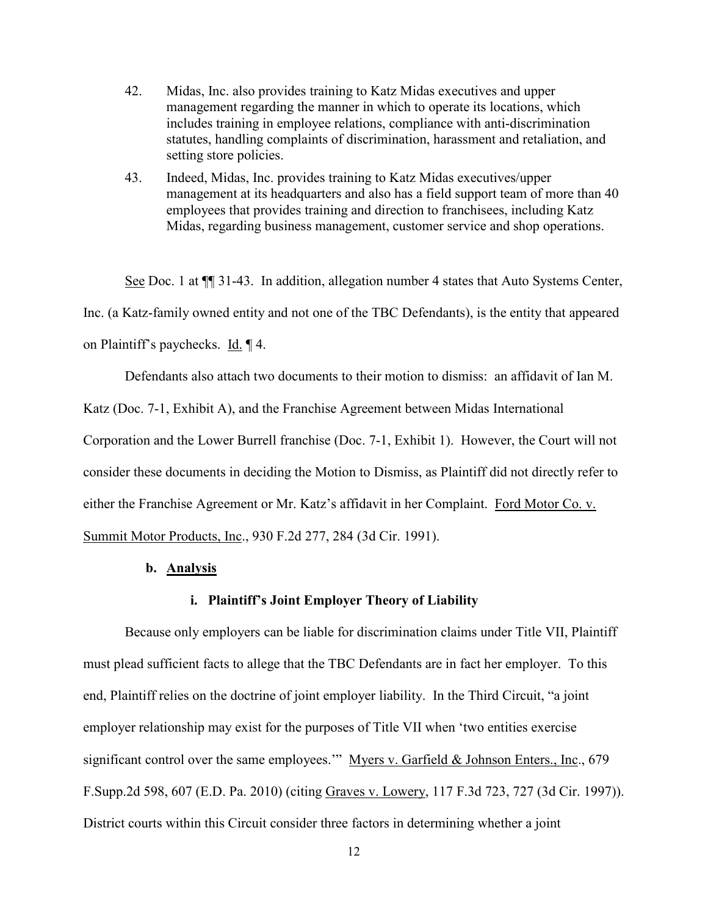42. Midas, Inc. also provides training to Katz Midas executives and upper management regarding the manner in which to operate its locations, which includes training in employee relations, compliance with anti-discrimination statutes, handling complaints of discrimination, harassment and retaliation, and setting store policies.

43. Indeed, Midas, Inc. provides training to Katz Midas executives/upper management at its headquarters and also has a field support team of more than 40 employees that provides training and direction to franchisees, including Katz Midas, regarding business management, customer service and shop operations.

See Doc. 1 at ¶¶ 31-43. In addition, allegation number 4 states that Auto Systems Center, Inc. (a Katz-family owned entity and not one of the TBC Defendants), is the entity that appeared on Plaintiff's paychecks. Id. ¶ 4.

Defendants also attach two documents to their motion to dismiss: an affidavit of Ian M. Katz (Doc. 7-1, Exhibit A), and the Franchise Agreement between Midas International Corporation and the Lower Burrell franchise (Doc. 7-1, Exhibit 1). However, the Court will not consider these documents in deciding the Motion to Dismiss, as Plaintiff did not directly refer to either the Franchise Agreement or Mr. Katz's affidavit in her Complaint. Ford Motor Co. v. Summit Motor Products, Inc., 930 F.2d 277, 284 (3d Cir. 1991).

**b. Analysis**

**i. Plaintiff's Joint Employer Theory of Liability**

Because only employers can be liable for discrimination claims under Title VII, Plaintiff must plead sufficient facts to allege that the TBC Defendants are in fact her employer. To this end, Plaintiff relies on the doctrine of joint employer liability. In the Third Circuit, "a joint employer relationship may exist for the purposes of Title VII when 'two entities exercise significant control over the same employees.'" Myers v. Garfield & Johnson Enters., Inc., 679 F.Supp.2d 598, 607 (E.D. Pa. 2010) (citing Graves v. Lowery, 117 F.3d 723, 727 (3d Cir. 1997)). District courts within this Circuit consider three factors in determining whether a joint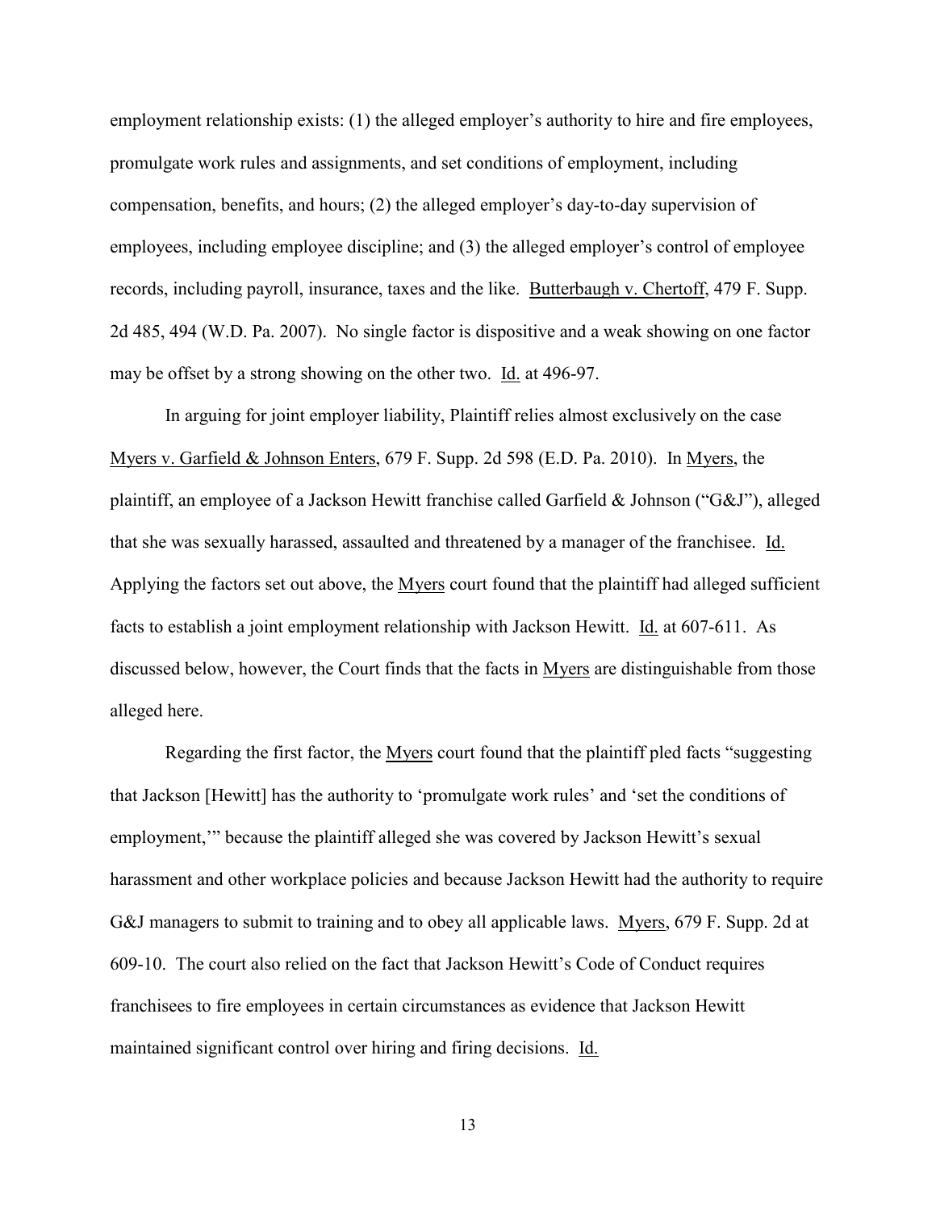employment relationship exists: (1) the alleged employer's authority to hire and fire employees, promulgate work rules and assignments, and set conditions of employment, including compensation, benefits, and hours; (2) the alleged employer's day-to-day supervision of employees, including employee discipline; and (3) the alleged employer's control of employee records, including payroll, insurance, taxes and the like. Butterbaugh v. Chertoff, 479 F. Supp. 2d 485, 494 (W.D. Pa. 2007). No single factor is dispositive and a weak showing on one factor may be offset by a strong showing on the other two. Id. at 496-97.

In arguing for joint employer liability, Plaintiff relies almost exclusively on the case Myers v. Garfield & Johnson Enters, 679 F. Supp. 2d 598 (E.D. Pa. 2010). In Myers, the plaintiff, an employee of a Jackson Hewitt franchise called Garfield & Johnson ("G&J"), alleged that she was sexually harassed, assaulted and threatened by a manager of the franchisee. Id. Applying the factors set out above, the Myers court found that the plaintiff had alleged sufficient facts to establish a joint employment relationship with Jackson Hewitt. Id. at 607-611. As discussed below, however, the Court finds that the facts in Myers are distinguishable from those alleged here.

Regarding the first factor, the Myers court found that the plaintiff pled facts "suggesting that Jackson [Hewitt] has the authority to 'promulgate work rules' and 'set the conditions of employment,'" because the plaintiff alleged she was covered by Jackson Hewitt's sexual harassment and other workplace policies and because Jackson Hewitt had the authority to require G&J managers to submit to training and to obey all applicable laws. Myers, 679 F. Supp. 2d at 609-10. The court also relied on the fact that Jackson Hewitt's Code of Conduct requires franchisees to fire employees in certain circumstances as evidence that Jackson Hewitt maintained significant control over hiring and firing decisions. Id.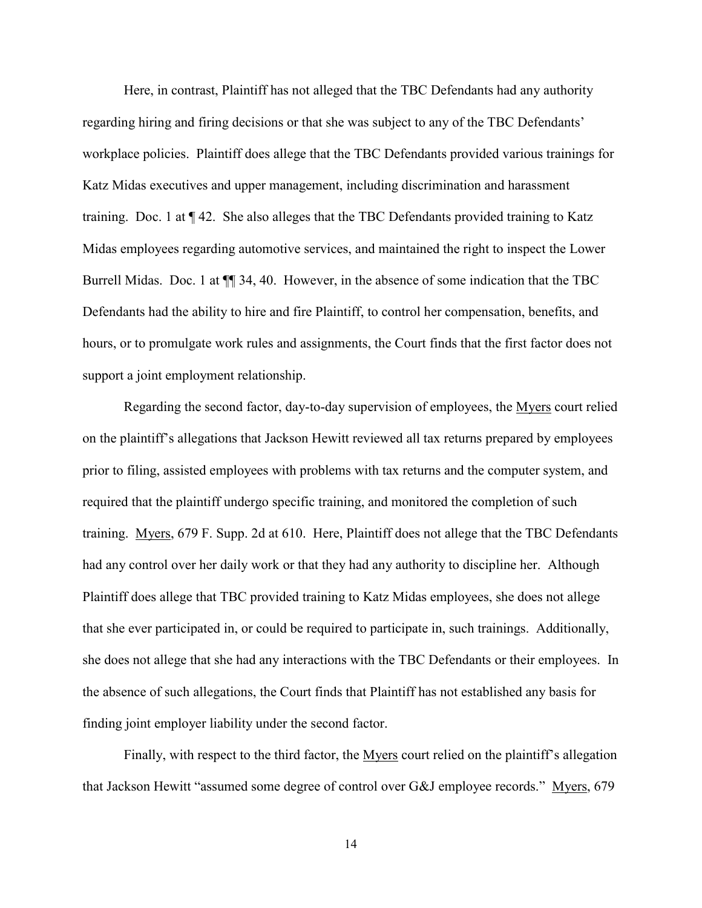Here, in contrast, Plaintiff has not alleged that the TBC Defendants had any authority regarding hiring and firing decisions or that she was subject to any of the TBC Defendants' workplace policies. Plaintiff does allege that the TBC Defendants provided various trainings for Katz Midas executives and upper management, including discrimination and harassment training. Doc. 1 at ¶ 42. She also alleges that the TBC Defendants provided training to Katz Midas employees regarding automotive services, and maintained the right to inspect the Lower Burrell Midas. Doc. 1 at ¶¶ 34, 40. However, in the absence of some indication that the TBC Defendants had the ability to hire and fire Plaintiff, to control her compensation, benefits, and hours, or to promulgate work rules and assignments, the Court finds that the first factor does not support a joint employment relationship.

Regarding the second factor, day-to-day supervision of employees, the Myers court relied on the plaintiff's allegations that Jackson Hewitt reviewed all tax returns prepared by employees prior to filing, assisted employees with problems with tax returns and the computer system, and required that the plaintiff undergo specific training, and monitored the completion of such training. Myers, 679 F. Supp. 2d at 610. Here, Plaintiff does not allege that the TBC Defendants had any control over her daily work or that they had any authority to discipline her. Although Plaintiff does allege that TBC provided training to Katz Midas employees, she does not allege that she ever participated in, or could be required to participate in, such trainings. Additionally, she does not allege that she had any interactions with the TBC Defendants or their employees. In the absence of such allegations, the Court finds that Plaintiff has not established any basis for finding joint employer liability under the second factor.

Finally, with respect to the third factor, the Myers court relied on the plaintiff's allegation that Jackson Hewitt "assumed some degree of control over G&J employee records." Myers, 679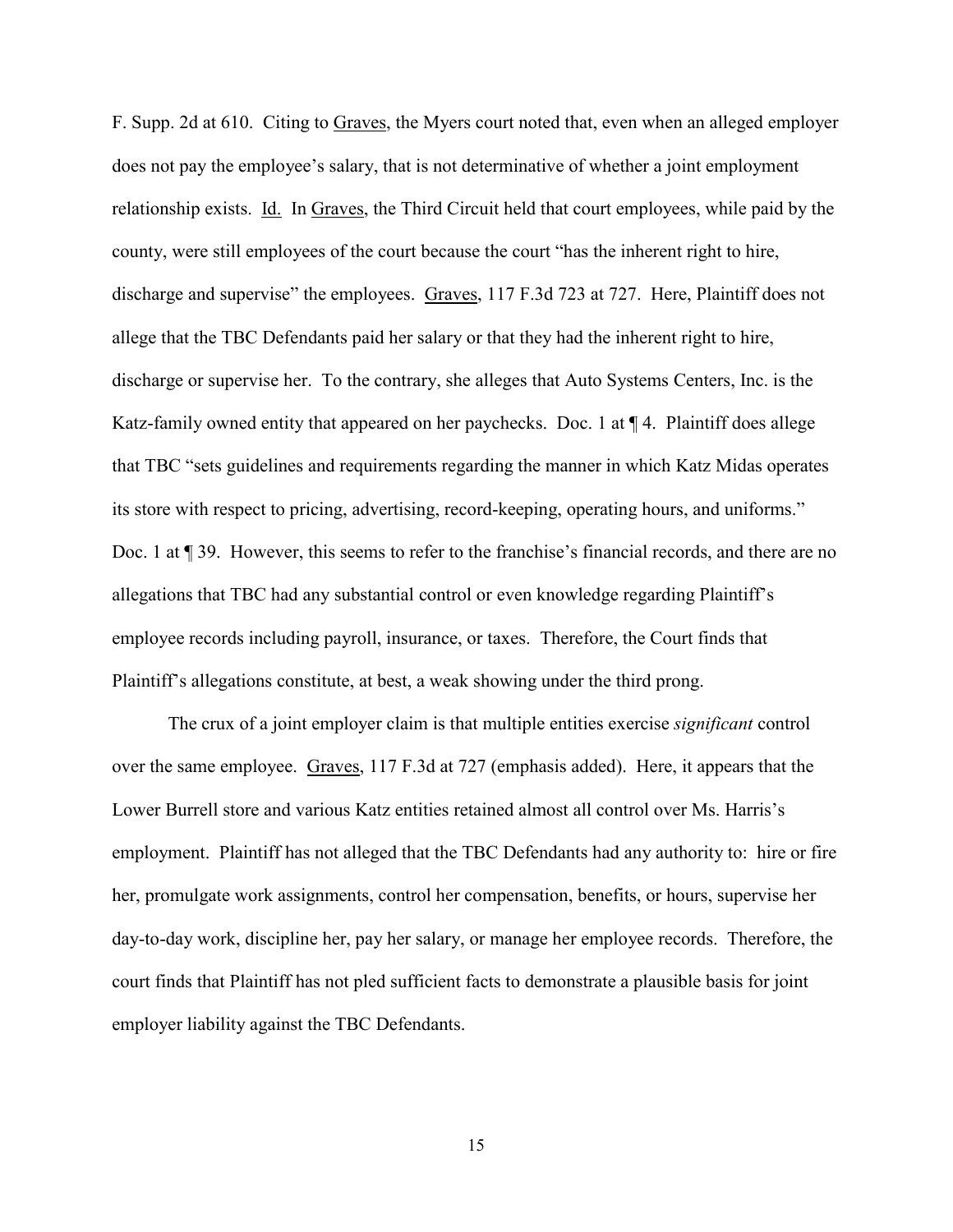F. Supp. 2d at 610. Citing to Graves, the Myers court noted that, even when an alleged employer does not pay the employee's salary, that is not determinative of whether a joint employment relationship exists. Id. In Graves, the Third Circuit held that court employees, while paid by the county, were still employees of the court because the court "has the inherent right to hire, discharge and supervise" the employees. Graves, 117 F.3d 723 at 727. Here, Plaintiff does not allege that the TBC Defendants paid her salary or that they had the inherent right to hire, discharge or supervise her. To the contrary, she alleges that Auto Systems Centers, Inc. is the Katz-family owned entity that appeared on her paychecks. Doc. 1 at ¶ 4. Plaintiff does allege that TBC "sets guidelines and requirements regarding the manner in which Katz Midas operates its store with respect to pricing, advertising, record-keeping, operating hours, and uniforms." Doc. 1 at ¶ 39. However, this seems to refer to the franchise's financial records, and there are no allegations that TBC had any substantial control or even knowledge regarding Plaintiff's employee records including payroll, insurance, or taxes. Therefore, the Court finds that Plaintiff's allegations constitute, at best, a weak showing under the third prong.

The crux of a joint employer claim is that multiple entities exercise *significant* control over the same employee. Graves, 117 F.3d at 727 (emphasis added). Here, it appears that the Lower Burrell store and various Katz entities retained almost all control over Ms. Harris's employment. Plaintiff has not alleged that the TBC Defendants had any authority to: hire or fire her, promulgate work assignments, control her compensation, benefits, or hours, supervise her day-to-day work, discipline her, pay her salary, or manage her employee records. Therefore, the court finds that Plaintiff has not pled sufficient facts to demonstrate a plausible basis for joint employer liability against the TBC Defendants.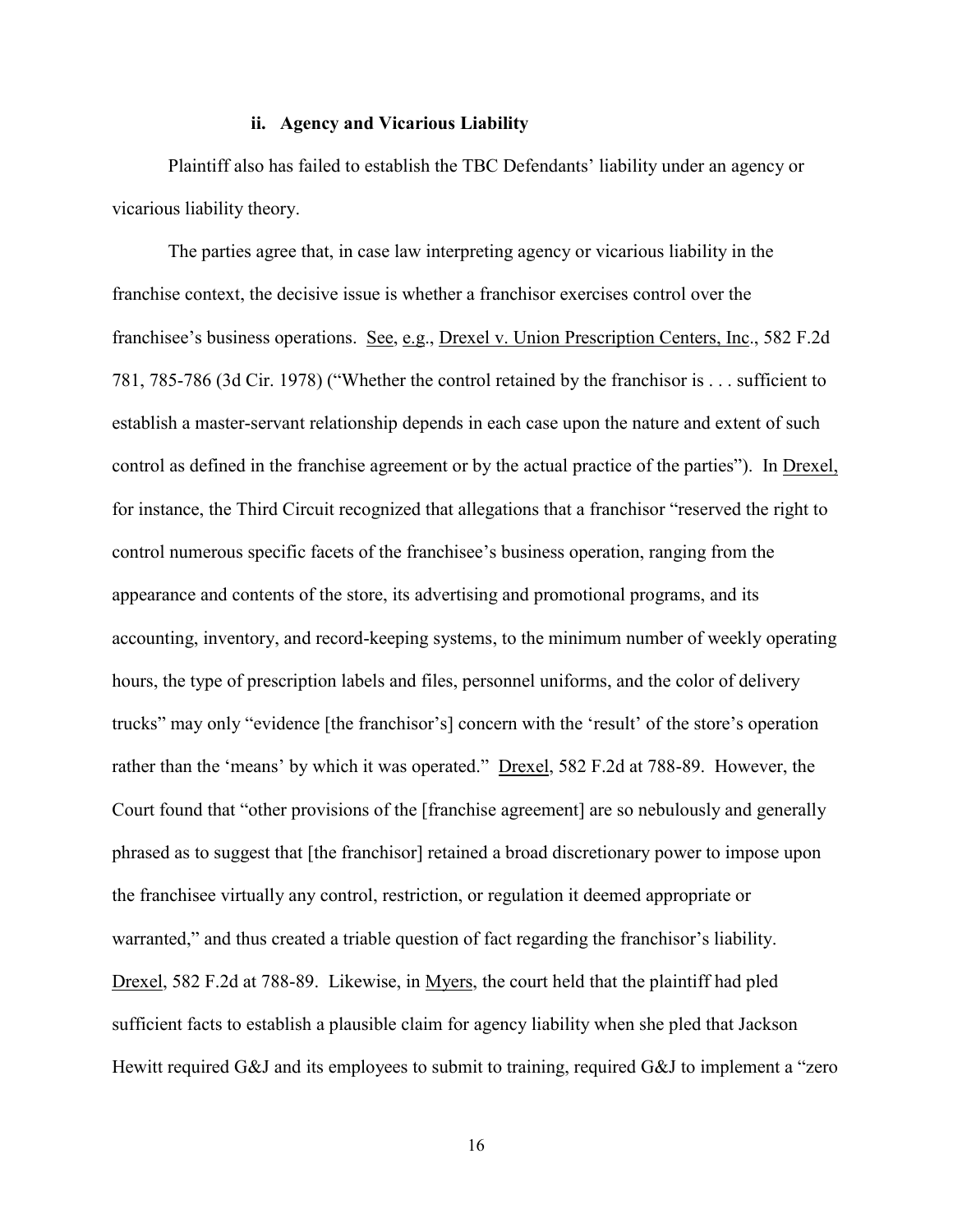#### ii. Agency and Vicarious Liability

Plaintiff also has failed to establish the TBC Defendants' liability under an agency or vicarious liability theory.

The parties agree that, in case law interpreting agency or vicarious liability in the franchise context, the decisive issue is whether a franchisor exercises control over the franchisee's business operations. See, e.g., Drexel v. Union Prescription Centers, Inc., 582 F.2d 781, 785-786 (3d Cir. 1978) ("Whether the control retained by the franchisor is . . . sufficient to establish a master-servant relationship depends in each case upon the nature and extent of such control as defined in the franchise agreement or by the actual practice of the parties"). In Drexel, for instance, the Third Circuit recognized that allegations that a franchisor "reserved the right to control numerous specific facets of the franchisee's business operation, ranging from the appearance and contents of the store, its advertising and promotional programs, and its accounting, inventory, and record-keeping systems, to the minimum number of weekly operating hours, the type of prescription labels and files, personnel uniforms, and the color of delivery trucks" may only "evidence [the franchisor's] concern with the 'result' of the store's operation rather than the 'means' by which it was operated." Drexel, 582 F.2d at 788-89. However, the Court found that "other provisions of the [franchise agreement] are so nebulously and generally phrased as to suggest that [the franchisor] retained a broad discretionary power to impose upon the franchisee virtually any control, restriction, or regulation it deemed appropriate or warranted," and thus created a triable question of fact regarding the franchisor's liability. Drexel, 582 F.2d at 788-89. Likewise, in Myers, the court held that the plaintiff had pled sufficient facts to establish a plausible claim for agency liability when she pled that Jackson Hewitt required G&J and its employees to submit to training, required G&J to implement a "zero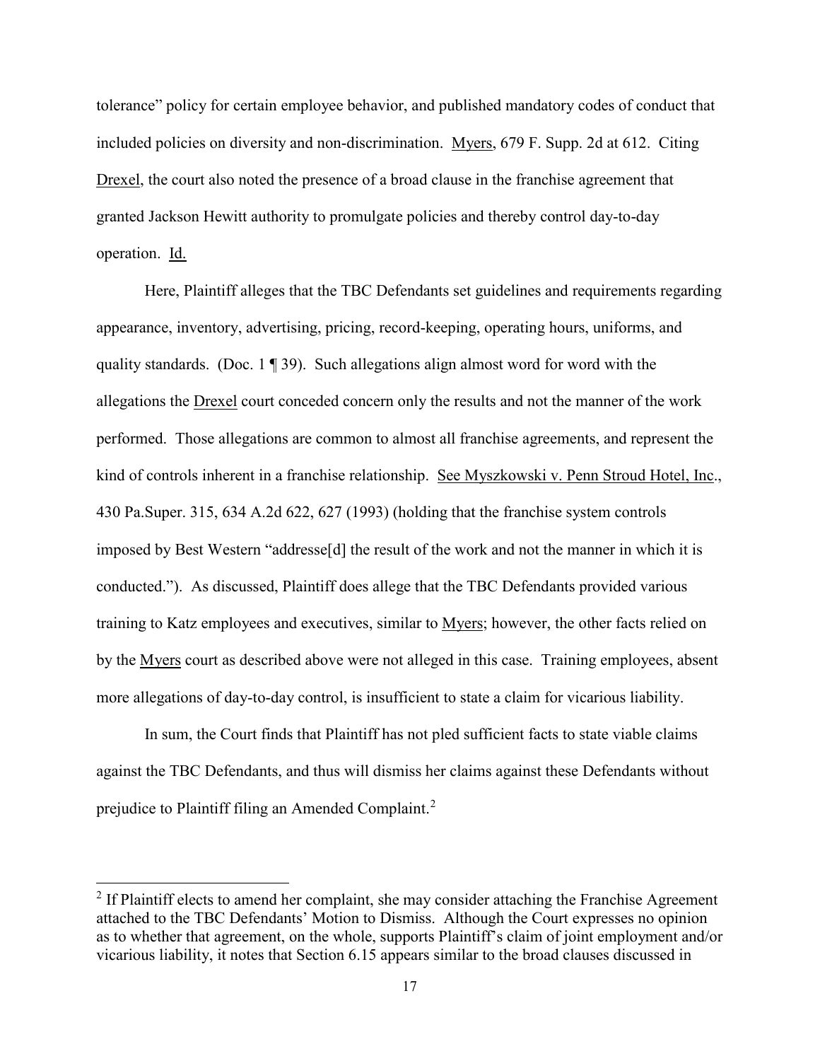tolerance" policy for certain employee behavior, and published mandatory codes of conduct that included policies on diversity and non-discrimination. Myers, 679 F. Supp. 2d at 612. Citing Drexel, the court also noted the presence of a broad clause in the franchise agreement that granted Jackson Hewitt authority to promulgate policies and thereby control day-to-day operation. Id.

Here, Plaintiff alleges that the TBC Defendants set guidelines and requirements regarding appearance, inventory, advertising, pricing, record-keeping, operating hours, uniforms, and quality standards. (Doc. 1 ¶ 39). Such allegations align almost word for word with the allegations the Drexel court conceded concern only the results and not the manner of the work performed. Those allegations are common to almost all franchise agreements, and represent the kind of controls inherent in a franchise relationship. See Myszkowski v. Penn Stroud Hotel, Inc., 430 Pa.Super. 315, 634 A.2d 622, 627 (1993) (holding that the franchise system controls imposed by Best Western "addresse[d] the result of the work and not the manner in which it is conducted."). As discussed, Plaintiff does allege that the TBC Defendants provided various training to Katz employees and executives, similar to Myers; however, the other facts relied on by the Myers court as described above were not alleged in this case. Training employees, absent more allegations of day-to-day control, is insufficient to state a claim for vicarious liability.

In sum, the Court finds that Plaintiff has not pled sufficient facts to state viable claims against the TBC Defendants, and thus will dismiss her claims against these Defendants without prejudice to Plaintiff filing an Amended Complaint.[2]

---

[2] If Plaintiff elects to amend her complaint, she may consider attaching the Franchise Agreement attached to the TBC Defendants' Motion to Dismiss. Although the Court expresses no opinion as to whether that agreement, on the whole, supports Plaintiff's claim of joint employment and/or vicarious liability, it notes that Section 6.15 appears similar to the broad clauses discussed in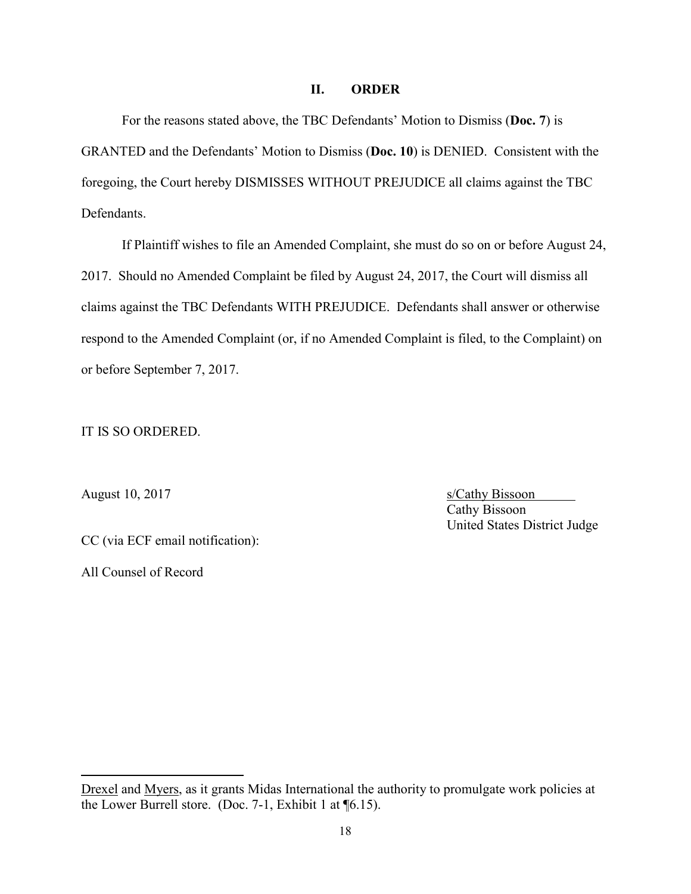## II. ORDER

For the reasons stated above, the TBC Defendants' Motion to Dismiss (**Doc. 7**) is GRANTED and the Defendants' Motion to Dismiss (**Doc. 10**) is DENIED. Consistent with the foregoing, the Court hereby DISMISSES WITHOUT PREJUDICE all claims against the TBC Defendants.

If Plaintiff wishes to file an Amended Complaint, she must do so on or before August 24, 2017. Should no Amended Complaint be filed by August 24, 2017, the Court will dismiss all claims against the TBC Defendants WITH PREJUDICE. Defendants shall answer or otherwise respond to the Amended Complaint (or, if no Amended Complaint is filed, to the Complaint) on or before September 7, 2017.

IT IS SO ORDERED.

August 10, 2017

s/Cathy Bissoon
Cathy Bissoon
United States District Judge

CC (via ECF email notification):

All Counsel of Record

---

Drexel and Myers, as it grants Midas International the authority to promulgate work policies at the Lower Burrell store. (Doc. 7-1, Exhibit 1 at ¶6.15).